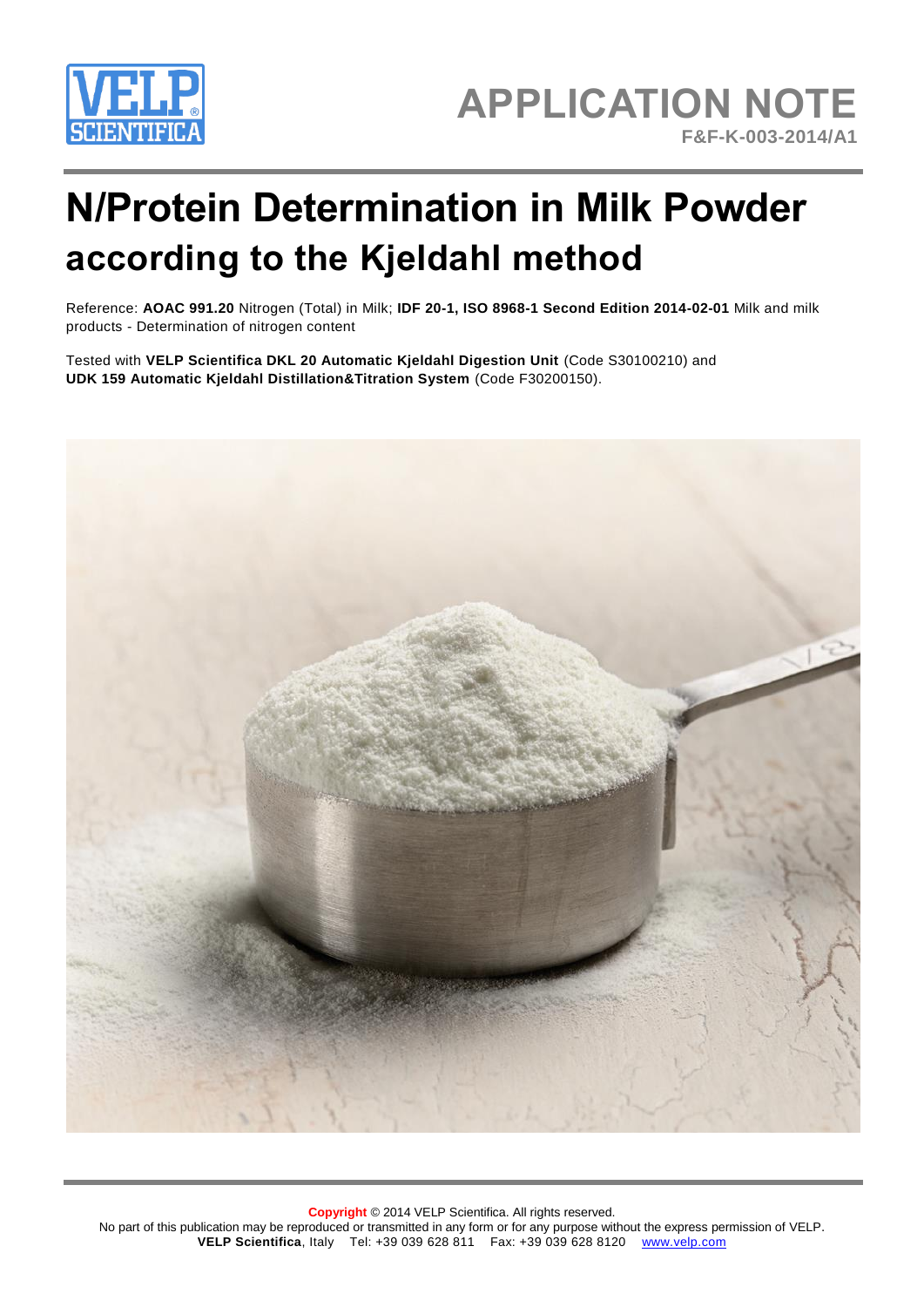# APPLICATION NOTE

**F&F-K-003-2014/A1**

# N/Protein Determination in Milk Powder according to the Kjeldahl method

Reference: **AOAC 991.20** Nitrogen (Total) in Milk; **IDF 20-1, ISO 8968-1 Second Edition 2014-02-01** Milk and milk products - Determination of nitrogen content

Tested with **VELP Scientifica DKL 20 Automatic Kjeldahl Digestion Unit** (Code S30100210) and **UDK 159 Automatic Kjeldahl Distillation&Titration System** (Code F30200150).

**Copyright** © 2014 VELP Scientifica. All rights reserved.
No part of this publication may be reproduced or transmitted in any form or for any purpose without the express permission of VELP.
**VELP Scientifica**, Italy Tel: +39 039 628 811 Fax: +39 039 628 8120 www.velp.com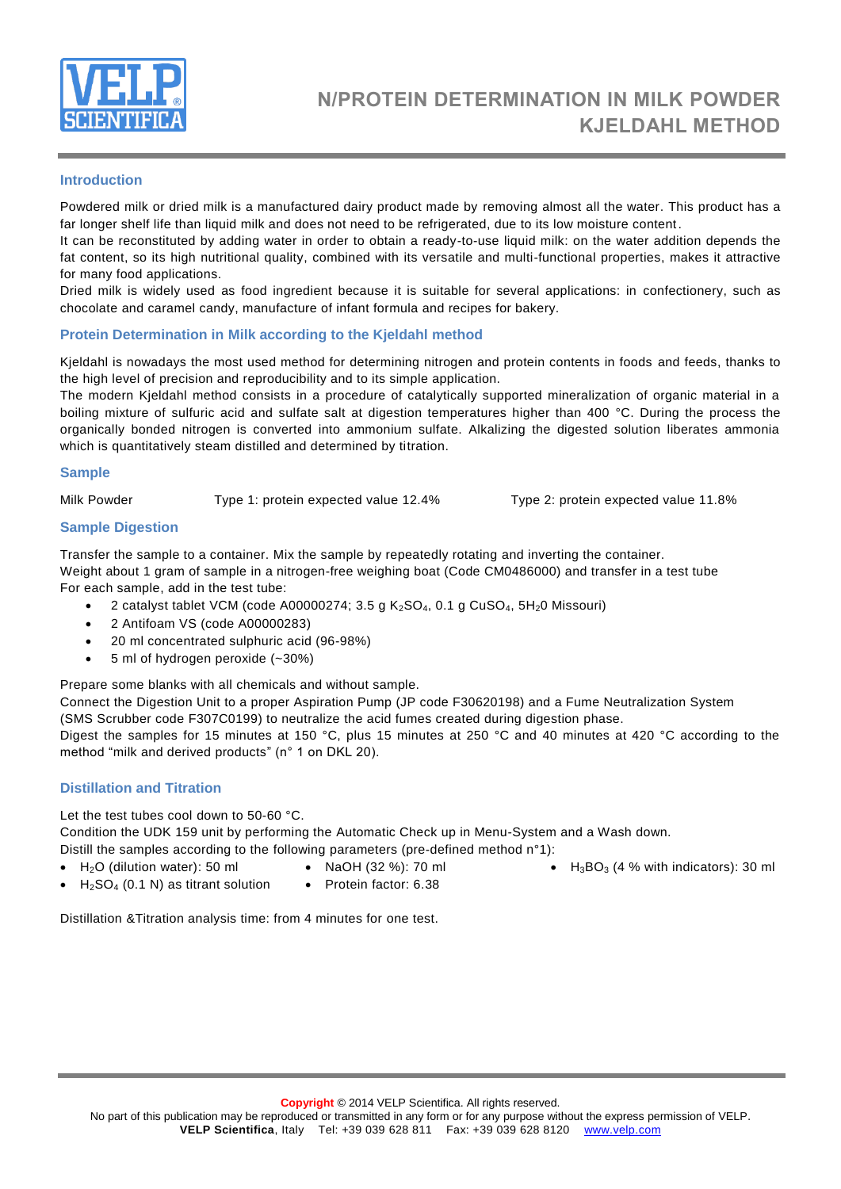# N/PROTEIN DETERMINATION IN MILK POWDER KJELDAHL METHOD

## Introduction

Powdered milk or dried milk is a manufactured dairy product made by removing almost all the water. This product has a far longer shelf life than liquid milk and does not need to be refrigerated, due to its low moisture content.
It can be reconstituted by adding water in order to obtain a ready-to-use liquid milk: on the water addition depends the fat content, so its high nutritional quality, combined with its versatile and multi-functional properties, makes it attractive for many food applications.
Dried milk is widely used as food ingredient because it is suitable for several applications: in confectionery, such as chocolate and caramel candy, manufacture of infant formula and recipes for bakery.

## Protein Determination in Milk according to the Kjeldahl method

Kjeldahl is nowadays the most used method for determining nitrogen and protein contents in foods and feeds, thanks to the high level of precision and reproducibility and to its simple application.
The modern Kjeldahl method consists in a procedure of catalytically supported mineralization of organic material in a boiling mixture of sulfuric acid and sulfate salt at digestion temperatures higher than 400 °C. During the process the organically bonded nitrogen is converted into ammonium sulfate. Alkalizing the digested solution liberates ammonia which is quantitatively steam distilled and determined by titration.

## Sample

Milk Powder — Type 1: protein expected value 12.4% — Type 2: protein expected value 11.8%

## Sample Digestion

Transfer the sample to a container. Mix the sample by repeatedly rotating and inverting the container.
Weight about 1 gram of sample in a nitrogen-free weighing boat (Code CM0486000) and transfer in a test tube
For each sample, add in the test tube:

- 2 catalyst tablet VCM (code A00000274; 3.5 g $K_2SO_4$, 0.1 g $CuSO_4$, $5H_20$ Missouri)
- 2 Antifoam VS (code A00000283)
- 20 ml concentrated sulphuric acid (96-98%)
- 5 ml of hydrogen peroxide (~30%)

Prepare some blanks with all chemicals and without sample.
Connect the Digestion Unit to a proper Aspiration Pump (JP code F30620198) and a Fume Neutralization System (SMS Scrubber code F307C0199) to neutralize the acid fumes created during digestion phase.
Digest the samples for 15 minutes at 150 °C, plus 15 minutes at 250 °C and 40 minutes at 420 °C according to the method "milk and derived products" (n° 1 on DKL 20).

## Distillation and Titration

Let the test tubes cool down to 50-60 °C.
Condition the UDK 159 unit by performing the Automatic Check up in Menu-System and a Wash down.
Distill the samples according to the following parameters (pre-defined method n°1):

- $H_2O$ (dilution water): 50 ml
- NaOH (32 %): 70 ml
- $H_3BO_3$ (4 % with indicators): 30 ml
- $H_2SO_4$ (0.1 N) as titrant solution
- Protein factor: 6.38

Distillation &Titration analysis time: from 4 minutes for one test.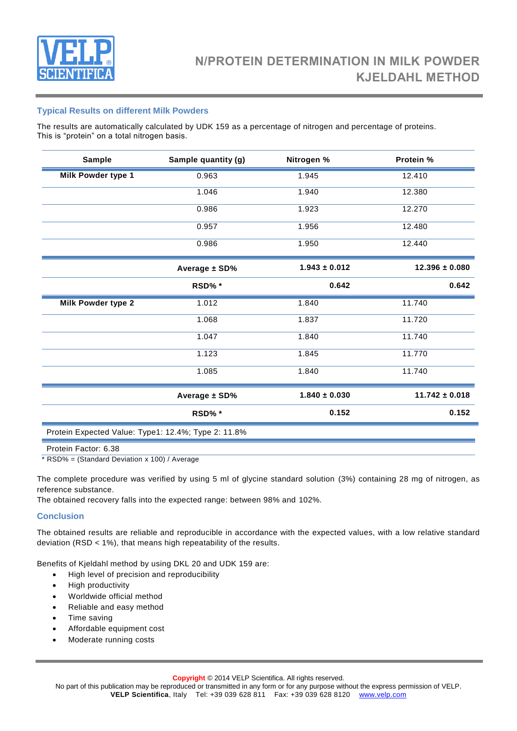# N/PROTEIN DETERMINATION IN MILK POWDER KJELDAHL METHOD

### Typical Results on different Milk Powders

The results are automatically calculated by UDK 159 as a percentage of nitrogen and percentage of proteins. This is "protein" on a total nitrogen basis.

| Sample | Sample quantity (g) | Nitrogen % | Protein % |
|---|---|---|---|
| **Milk Powder type 1** | 0.963 | 1.945 | 12.410 |
| | 1.046 | 1.940 | 12.380 |
| | 0.986 | 1.923 | 12.270 |
| | 0.957 | 1.956 | 12.480 |
| | 0.986 | 1.950 | 12.440 |
| | **Average ± SD%** | **1.943 ± 0.012** | **12.396 ± 0.080** |
| | **RSD% *** | **0.642** | **0.642** |
| **Milk Powder type 2** | 1.012 | 1.840 | 11.740 |
| | 1.068 | 1.837 | 11.720 |
| | 1.047 | 1.840 | 11.740 |
| | 1.123 | 1.845 | 11.770 |
| | 1.085 | 1.840 | 11.740 |
| | **Average ± SD%** | **1.840 ± 0.030** | **11.742 ± 0.018** |
| | **RSD% *** | **0.152** | **0.152** |

Protein Expected Value: Type1: 12.4%; Type 2: 11.8%

Protein Factor: 6.38

* RSD% = (Standard Deviation x 100) / Average

The complete procedure was verified by using 5 ml of glycine standard solution (3%) containing 28 mg of nitrogen, as reference substance.
The obtained recovery falls into the expected range: between 98% and 102%.

### Conclusion

The obtained results are reliable and reproducible in accordance with the expected values, with a low relative standard deviation (RSD < 1%), that means high repeatability of the results.

Benefits of Kjeldahl method by using DKL 20 and UDK 159 are:

- High level of precision and reproducibility
- High productivity
- Worldwide official method
- Reliable and easy method
- Time saving
- Affordable equipment cost
- Moderate running costs